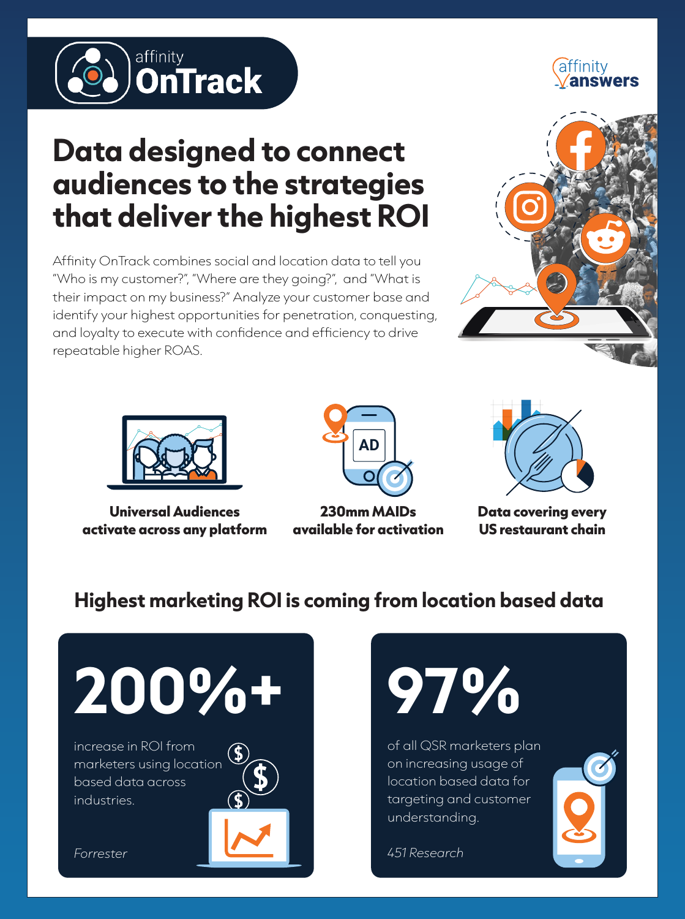affinity
# OnTrack

affinity answers

## Data designed to connect audiences to the strategies that deliver the highest ROI

Affinity OnTrack combines social and location data to tell you "Who is my customer?", "Where are they going?", and "What is their impact on my business?" Analyze your customer base and identify your highest opportunities for penetration, conquesting, and loyalty to execute with confidence and efficiency to drive repeatable higher ROAS.

**Universal Audiences activate across any platform**

**230mm MAIDs available for activation**

**Data covering every US restaurant chain**

## Highest marketing ROI is coming from location based data

# 200%+

increase in ROI from marketers using location based data across industries.

*Forrester*

# 97%

of all QSR marketers plan on increasing usage of location based data for targeting and customer understanding.

*451 Research*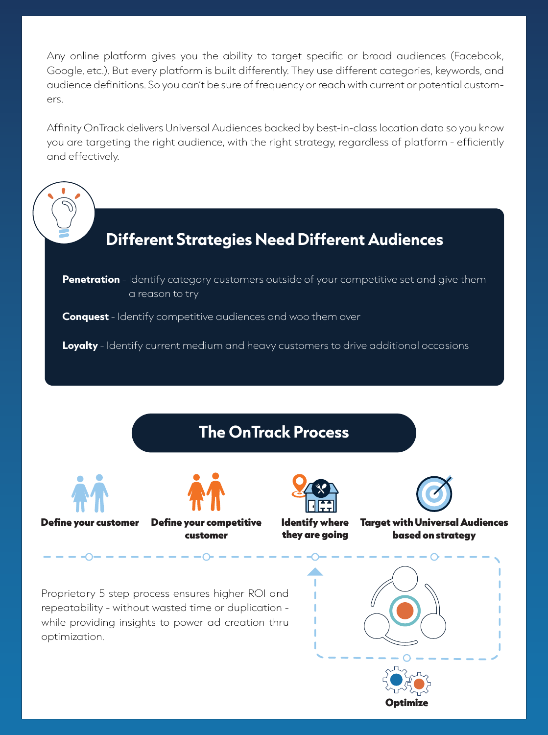Any online platform gives you the ability to target specific or broad audiences (Facebook, Google, etc.). But every platform is built differently. They use different categories, keywords, and audience definitions. So you can't be sure of frequency or reach with current or potential customers.

Affinity OnTrack delivers Universal Audiences backed by best-in-class location data so you know you are targeting the right audience, with the right strategy, regardless of platform - efficiently and effectively.

## Different Strategies Need Different Audiences

**Penetration** - Identify category customers outside of your competitive set and give them a reason to try

**Conquest** - Identify competitive audiences and woo them over

**Loyalty** - Identify current medium and heavy customers to drive additional occasions

## The OnTrack Process

**Define your customer**

**Define your competitive customer**

**Identify where they are going**

**Target with Universal Audiences based on strategy**

**Optimize**

Proprietary 5 step process ensures higher ROI and repeatability - without wasted time or duplication - while providing insights to power ad creation thru optimization.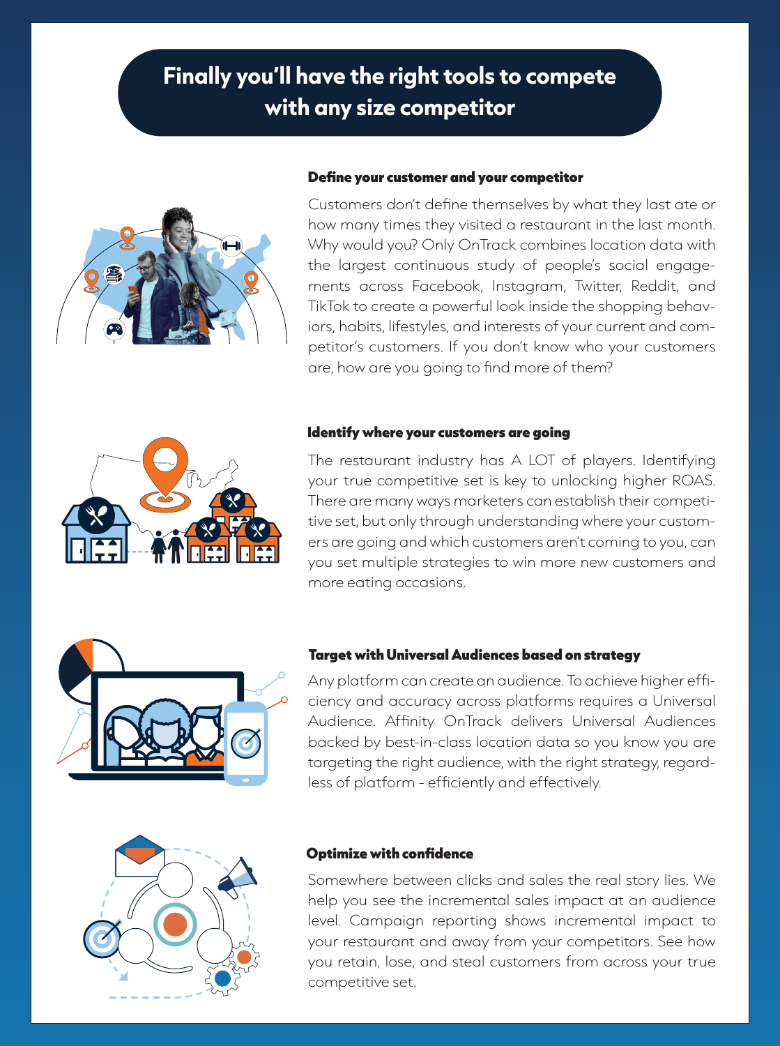# Finally you'll have the right tools to compete with any size competitor

### Define your customer and your competitor

Customers don't define themselves by what they last ate or how many times they visited a restaurant in the last month. Why would you? Only OnTrack combines location data with the largest continuous study of people's social engagements across Facebook, Instagram, Twitter, Reddit, and TikTok to create a powerful look inside the shopping behaviors, habits, lifestyles, and interests of your current and competitor's customers. If you don't know who your customers are, how are you going to find more of them?

### Identify where your customers are going

The restaurant industry has A LOT of players. Identifying your true competitive set is key to unlocking higher ROAS. There are many ways marketers can establish their competitive set, but only through understanding where your customers are going and which customers aren't coming to you, can you set multiple strategies to win more new customers and more eating occasions.

### Target with Universal Audiences based on strategy

Any platform can create an audience. To achieve higher efficiency and accuracy across platforms requires a Universal Audience. Affinity OnTrack delivers Universal Audiences backed by best-in-class location data so you know you are targeting the right audience, with the right strategy, regardless of platform - efficiently and effectively.

### Optimize with confidence

Somewhere between clicks and sales the real story lies. We help you see the incremental sales impact at an audience level. Campaign reporting shows incremental impact to your restaurant and away from your competitors. See how you retain, lose, and steal customers from across your true competitive set.